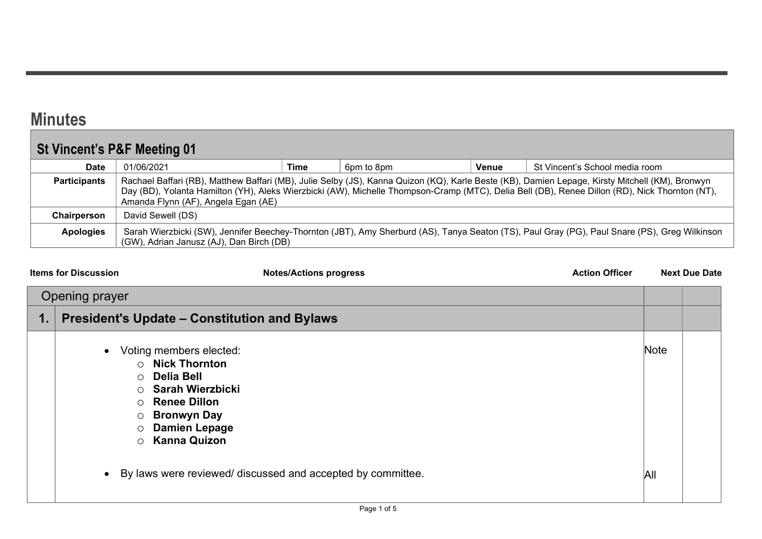# Minutes

## St Vincent's P&F Meeting 01

| | | | | | |
|---|---|---|---|---|---|
| **Date** | 01/06/2021 | **Time** | 6pm to 8pm | **Venue** | St Vincent's School media room |
| **Participants** | Rachael Baffari (RB), Matthew Baffari (MB), Julie Selby (JS), Kanna Quizon (KQ), Karle Beste (KB), Damien Lepage, Kirsty Mitchell (KM), Bronwyn Day (BD), Yolanta Hamilton (YH), Aleks Wierzbicki (AW), Michelle Thompson-Cramp (MTC), Delia Bell (DB), Renee Dillon (RD), Nick Thornton (NT), Amanda Flynn (AF), Angela Egan (AE) | | | | |
| **Chairperson** | David Sewell (DS) | | | | |
| **Apologies** | Sarah Wierzbicki (SW), Jennifer Beechey-Thornton (JBT), Amy Sherburd (AS), Tanya Seaton (TS), Paul Gray (PG), Paul Snare (PS), Greg Wilkinson (GW), Adrian Janusz (AJ), Dan Birch (DB) | | | | |

| Items for Discussion | Notes/Actions progress | Action Officer | Next Due Date |
|---|---|---|---|
| | Opening prayer | | |
| **1.** | **President's Update – Constitution and Bylaws** | | |
| | • Voting members elected:<br>○ **Nick Thornton**<br>○ **Delia Bell**<br>○ **Sarah Wierzbicki**<br>○ **Renee Dillon**<br>○ **Bronwyn Day**<br>○ **Damien Lepage**<br>○ **Kanna Quizon** | Note | |
| | • By laws were reviewed/ discussed and accepted by committee. | All | |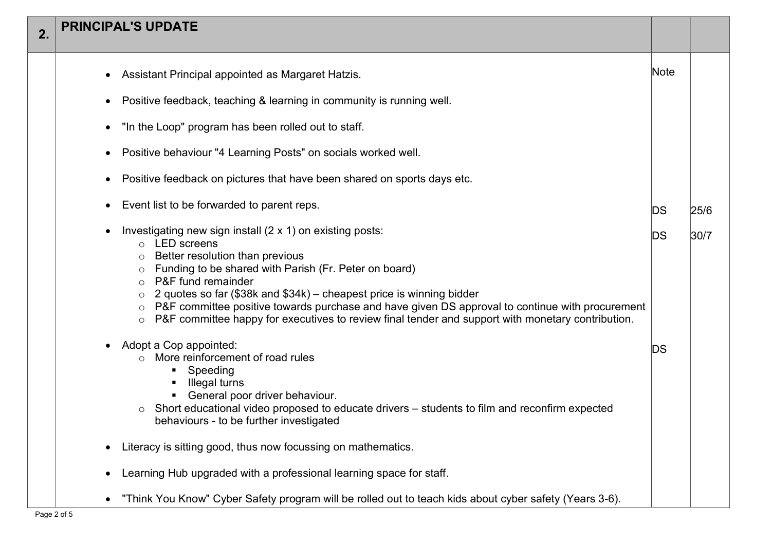| 2. | PRINCIPAL'S UPDATE | | |
|---|---|---|---|
| | • Assistant Principal appointed as Margaret Hatzis. | Note | |
| | • Positive feedback, teaching & learning in community is running well. | | |
| | • "In the Loop" program has been rolled out to staff. | | |
| | • Positive behaviour "4 Learning Posts" on socials worked well. | | |
| | • Positive feedback on pictures that have been shared on sports days etc. | | |
| | • Event list to be forwarded to parent reps. | DS | 25/6 |
| | • Investigating new sign install (2 x 1) on existing posts:<br>  ○ LED screens<br>  ○ Better resolution than previous<br>  ○ Funding to be shared with Parish (Fr. Peter on board)<br>  ○ P&F fund remainder<br>  ○ 2 quotes so far ($38k and $34k) – cheapest price is winning bidder<br>  ○ P&F committee positive towards purchase and have given DS approval to continue with procurement<br>  ○ P&F committee happy for executives to review final tender and support with monetary contribution. | DS | 30/7 |
| | • Adopt a Cop appointed:<br>  ○ More reinforcement of road rules<br>    ▪ Speeding<br>    ▪ Illegal turns<br>    ▪ General poor driver behaviour.<br>  ○ Short educational video proposed to educate drivers – students to film and reconfirm expected behaviours - to be further investigated | DS | |
| | • Literacy is sitting good, thus now focussing on mathematics. | | |
| | • Learning Hub upgraded with a professional learning space for staff. | | |
| | • "Think You Know" Cyber Safety program will be rolled out to teach kids about cyber safety (Years 3-6). | | |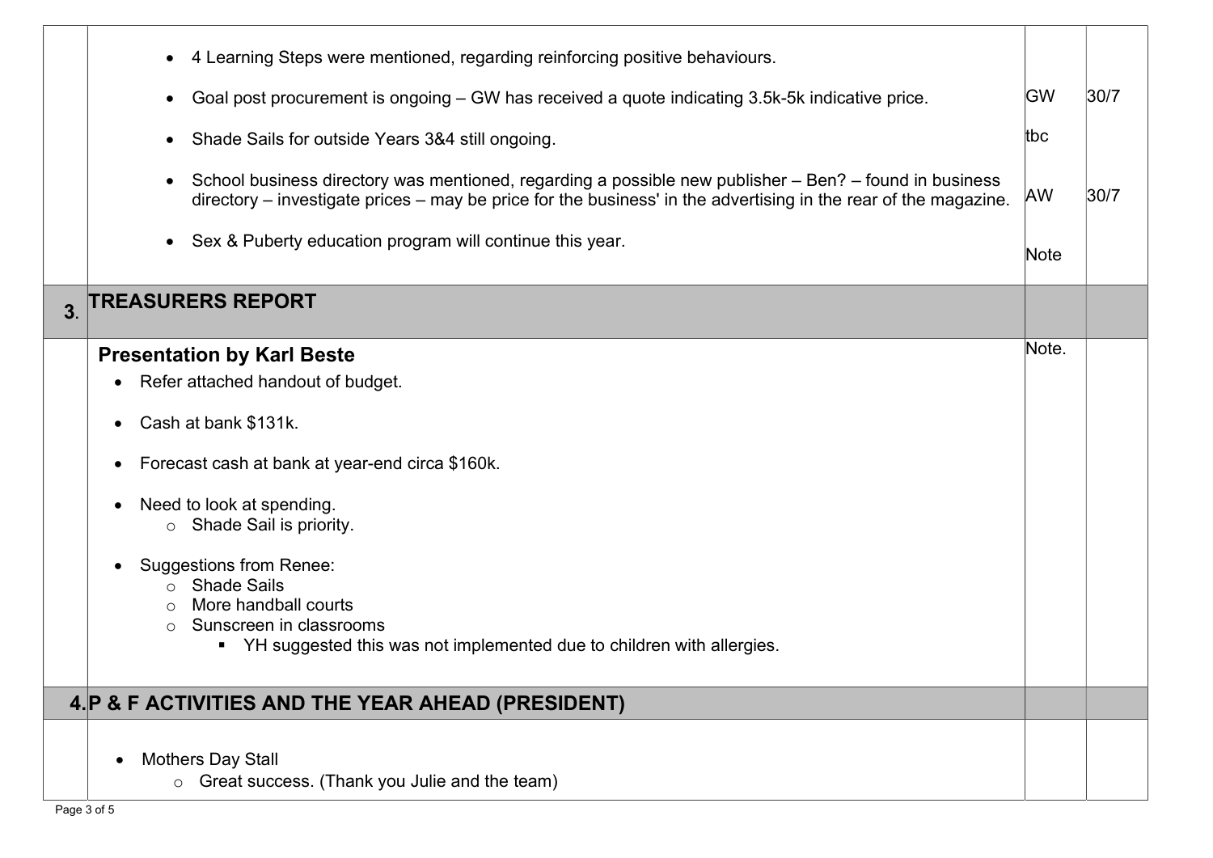| | | | |
|---|---|---|---|
| | • 4 Learning Steps were mentioned, regarding reinforcing positive behaviours.<br>• Goal post procurement is ongoing – GW has received a quote indicating 3.5k-5k indicative price.<br>• Shade Sails for outside Years 3&4 still ongoing.<br>• School business directory was mentioned, regarding a possible new publisher – Ben? – found in business directory – investigate prices – may be price for the business' in the advertising in the rear of the magazine.<br>• Sex & Puberty education program will continue this year. | GW<br>tbc<br>AW<br>Note | 30/7<br><br>30/7 |
| 3. | **TREASURERS REPORT** | | |
| | **Presentation by Karl Beste**<br>• Refer attached handout of budget.<br>• Cash at bank $131k.<br>• Forecast cash at bank at year-end circa $160k.<br>• Need to look at spending.<br>  ○ Shade Sail is priority.<br>• Suggestions from Renee:<br>  ○ Shade Sails<br>  ○ More handball courts<br>  ○ Sunscreen in classrooms<br>    ▪ YH suggested this was not implemented due to children with allergies. | Note. | |
| 4. | **P & F ACTIVITIES AND THE YEAR AHEAD (PRESIDENT)** | | |
| | • Mothers Day Stall<br>  ○ Great success. (Thank you Julie and the team) | | |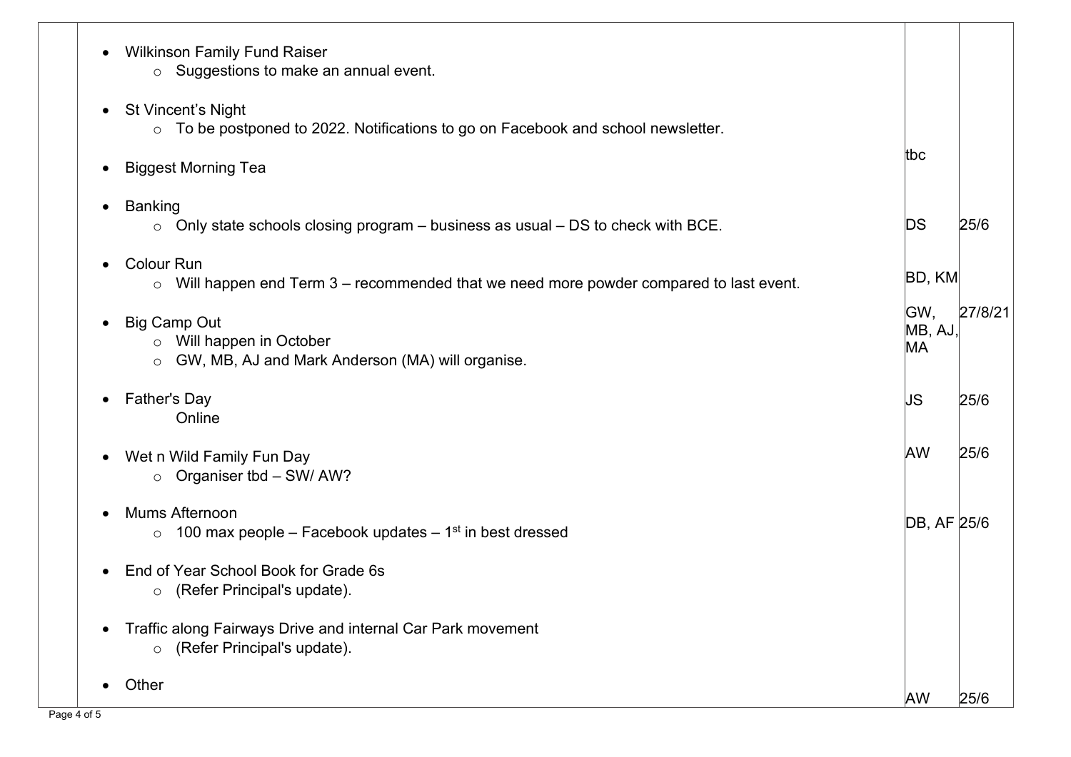| | Item | Who | When |
|---|---|---|---|
| | • Wilkinson Family Fund Raiser<br>  ○ Suggestions to make an annual event. | | |
| | • St Vincent's Night<br>  ○ To be postponed to 2022. Notifications to go on Facebook and school newsletter. | | |
| | • Biggest Morning Tea | tbc | |
| | • Banking<br>  ○ Only state schools closing program – business as usual – DS to check with BCE. | DS | 25/6 |
| | • Colour Run<br>  ○ Will happen end Term 3 – recommended that we need more powder compared to last event. | BD, KM | |
| | • Big Camp Out<br>  ○ Will happen in October<br>  ○ GW, MB, AJ and Mark Anderson (MA) will organise. | GW, MB, AJ, MA | 27/8/21 |
| | • Father's Day<br>  Online | JS | 25/6 |
| | • Wet n Wild Family Fun Day<br>  ○ Organiser tbd – SW/ AW? | AW | 25/6 |
| | • Mums Afternoon<br>  ○ 100 max people – Facebook updates – 1st in best dressed | DB, AF | 25/6 |
| | • End of Year School Book for Grade 6s<br>  ○ (Refer Principal's update). | | |
| | • Traffic along Fairways Drive and internal Car Park movement<br>  ○ (Refer Principal's update). | | |
| | • Other | AW | 25/6 |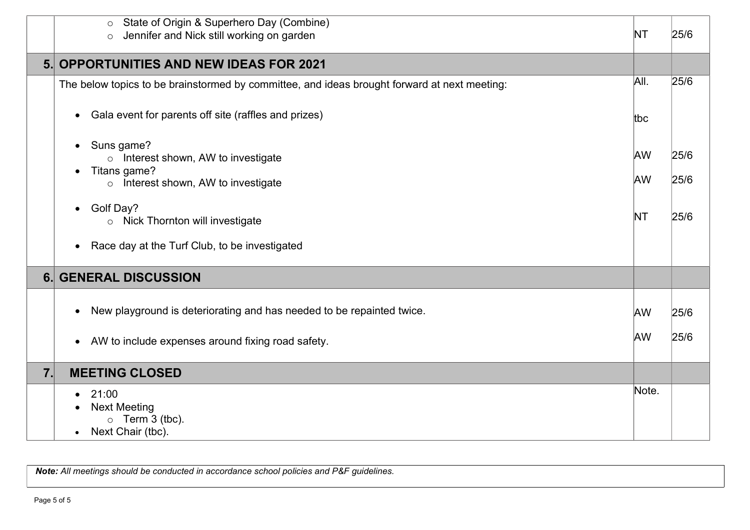| | | | |
|---|---|---|---|
| | ◦ State of Origin & Superhero Day (Combine)<br>◦ Jennifer and Nick still working on garden | NT | 25/6 |
| **5.** | **OPPORTUNITIES AND NEW IDEAS FOR 2021** | | |
| | The below topics to be brainstormed by committee, and ideas brought forward at next meeting: | All. | 25/6 |
| | • Gala event for parents off site (raffles and prizes) | tbc | |
| | • Suns game?<br>◦ Interest shown, AW to investigate | AW | 25/6 |
| | • Titans game?<br>◦ Interest shown, AW to investigate | AW | 25/6 |
| | • Golf Day?<br>◦ Nick Thornton will investigate | NT | 25/6 |
| | • Race day at the Turf Club, to be investigated | | |
| **6.** | **GENERAL DISCUSSION** | | |
| | • New playground is deteriorating and has needed to be repainted twice. | AW | 25/6 |
| | • AW to include expenses around fixing road safety. | AW | 25/6 |
| **7.** | **MEETING CLOSED** | | |
| | • 21:00<br>• Next Meeting<br>◦ Term 3 (tbc).<br>• Next Chair (tbc). | Note. | |

***Note:** All meetings should be conducted in accordance school policies and P&F guidelines.*